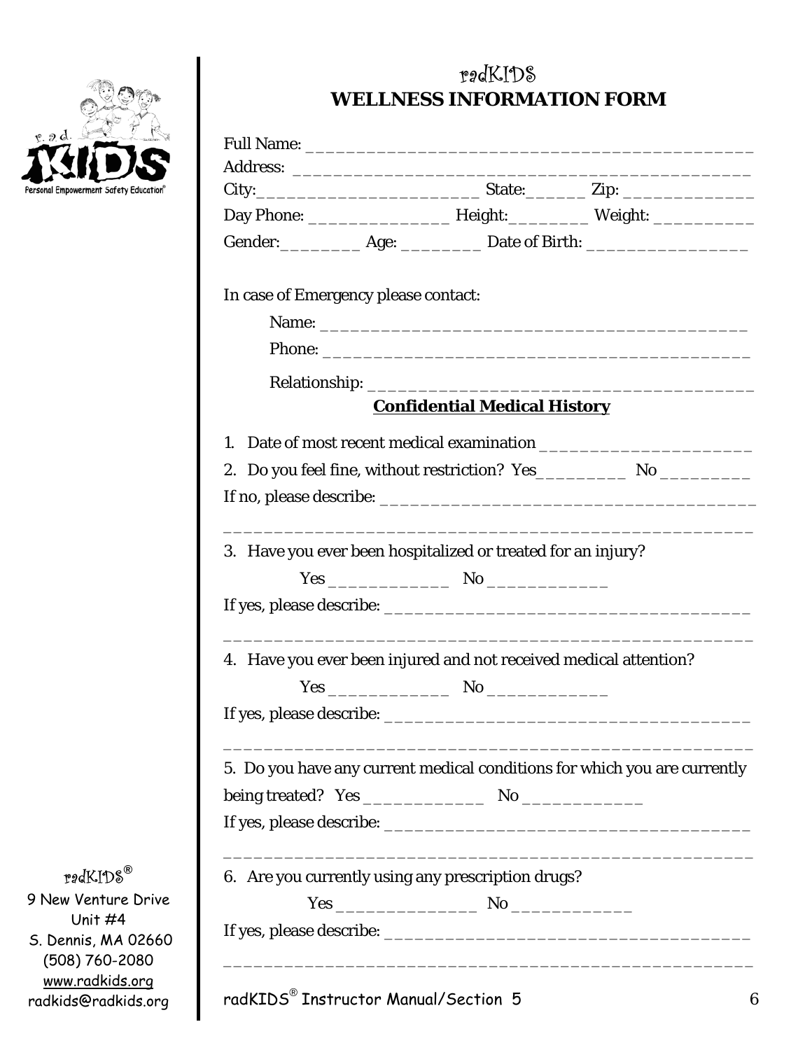# radKIDS
## WELLNESS INFORMATION FORM

Full Name: ____________________________________________

Address: ____________________________________________

City:_______________________ State:______ Zip: ______________

Day Phone: _______________ Height:________ Weight: __________

Gender:________ Age: ________ Date of Birth: ________________

In case of Emergency please contact:

Name: ____________________________________________

Phone: ____________________________________________

Relationship: ______________________________________

**Confidential Medical History**

1. Date of most recent medical examination ______________________
2. Do you feel fine, without restriction? Yes_________ No _________

If no, please describe: ______________________________________

____________________________________________________________

3. Have you ever been hospitalized or treated for an injury?

Yes ____________ No ____________

If yes, please describe: ______________________________________

____________________________________________________________

4. Have you ever been injured and not received medical attention?

Yes ____________ No ____________

If yes, please describe: ______________________________________

____________________________________________________________

5. Do you have any current medical conditions for which you are currently being treated? Yes ____________ No ____________

If yes, please describe: ______________________________________

____________________________________________________________

6. Are you currently using any prescription drugs?

Yes _______________ No ____________

If yes, please describe: ______________________________________

____________________________________________________________

radKIDS®
9 New Venture Drive
Unit #4
S. Dennis, MA 02660
(508) 760-2080
www.radkids.org
radkids@radkids.org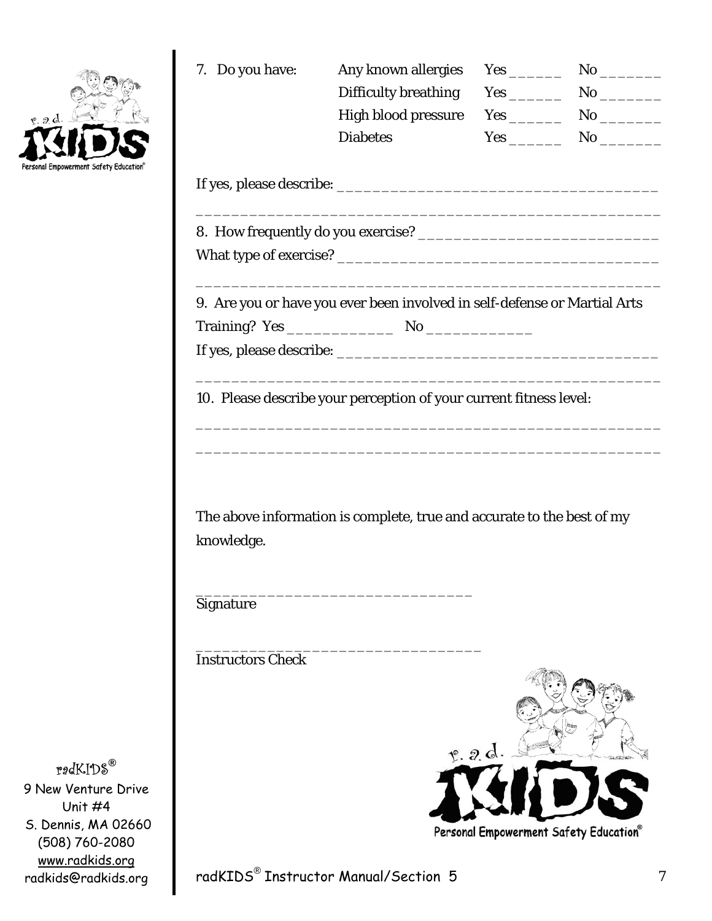7. Do you have:

| | | | |
|---|---|---|---|
| | Any known allergies | Yes ______ | No _______ |
| | Difficulty breathing | Yes ______ | No _______ |
| | High blood pressure | Yes ______ | No _______ |
| | Diabetes | Yes ______ | No _______ |

If yes, please describe: ____________________________________

____________________________________________________

8. How frequently do you exercise? ___________________________

What type of exercise? ___________________________________

____________________________________________________

9. Are you or have you ever been involved in self-defense or Martial Arts Training? Yes ____________ No ____________

If yes, please describe: ____________________________________

____________________________________________________

10. Please describe your perception of your current fitness level:

____________________________________________________

____________________________________________________

The above information is complete, true and accurate to the best of my knowledge.

_______________________________

Signature

________________________________

Instructors Check

radKIDS®
9 New Venture Drive
Unit #4
S. Dennis, MA 02660
(508) 760-2080
www.radkids.org
radkids@radkids.org